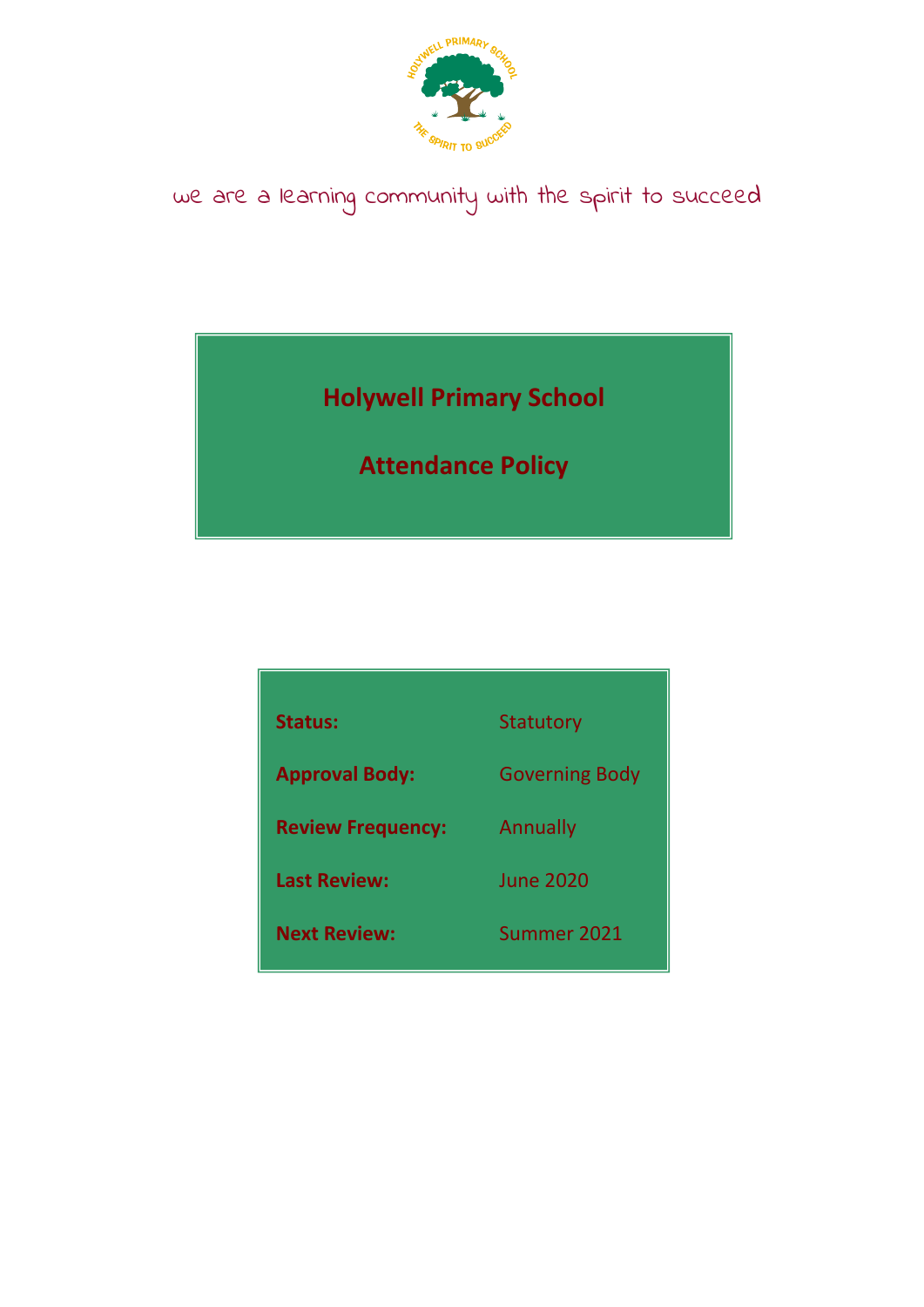we are a learning community with the spirit to succeed

# Holywell Primary School

# Attendance Policy

| | |
|---|---|
| **Status:** | Statutory |
| **Approval Body:** | Governing Body |
| **Review Frequency:** | Annually |
| **Last Review:** | June 2020 |
| **Next Review:** | Summer 2021 |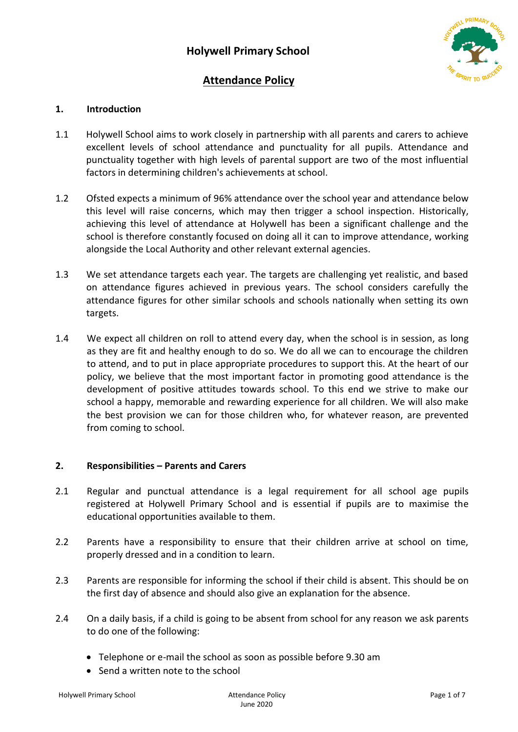# Holywell Primary School

## Attendance Policy

### 1. Introduction

1.1 Holywell School aims to work closely in partnership with all parents and carers to achieve excellent levels of school attendance and punctuality for all pupils. Attendance and punctuality together with high levels of parental support are two of the most influential factors in determining children's achievements at school.

1.2 Ofsted expects a minimum of 96% attendance over the school year and attendance below this level will raise concerns, which may then trigger a school inspection. Historically, achieving this level of attendance at Holywell has been a significant challenge and the school is therefore constantly focused on doing all it can to improve attendance, working alongside the Local Authority and other relevant external agencies.

1.3 We set attendance targets each year. The targets are challenging yet realistic, and based on attendance figures achieved in previous years. The school considers carefully the attendance figures for other similar schools and schools nationally when setting its own targets.

1.4 We expect all children on roll to attend every day, when the school is in session, as long as they are fit and healthy enough to do so. We do all we can to encourage the children to attend, and to put in place appropriate procedures to support this. At the heart of our policy, we believe that the most important factor in promoting good attendance is the development of positive attitudes towards school. To this end we strive to make our school a happy, memorable and rewarding experience for all children. We will also make the best provision we can for those children who, for whatever reason, are prevented from coming to school.

### 2. Responsibilities – Parents and Carers

2.1 Regular and punctual attendance is a legal requirement for all school age pupils registered at Holywell Primary School and is essential if pupils are to maximise the educational opportunities available to them.

2.2 Parents have a responsibility to ensure that their children arrive at school on time, properly dressed and in a condition to learn.

2.3 Parents are responsible for informing the school if their child is absent. This should be on the first day of absence and should also give an explanation for the absence.

2.4 On a daily basis, if a child is going to be absent from school for any reason we ask parents to do one of the following:

- Telephone or e-mail the school as soon as possible before 9.30 am
- Send a written note to the school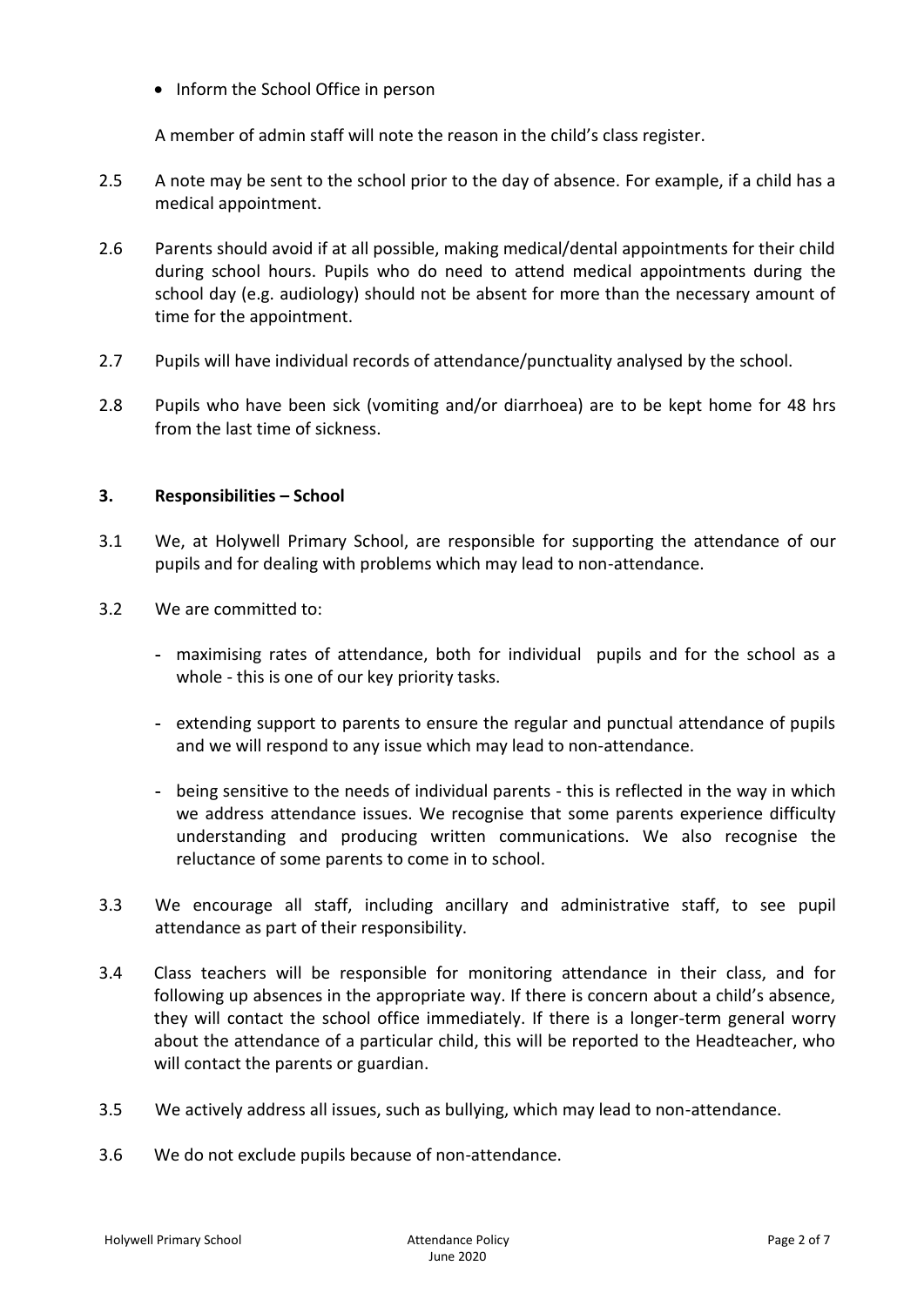- Inform the School Office in person

A member of admin staff will note the reason in the child's class register.

2.5 A note may be sent to the school prior to the day of absence. For example, if a child has a medical appointment.

2.6 Parents should avoid if at all possible, making medical/dental appointments for their child during school hours. Pupils who do need to attend medical appointments during the school day (e.g. audiology) should not be absent for more than the necessary amount of time for the appointment.

2.7 Pupils will have individual records of attendance/punctuality analysed by the school.

2.8 Pupils who have been sick (vomiting and/or diarrhoea) are to be kept home for 48 hrs from the last time of sickness.

### 3. Responsibilities – School

3.1 We, at Holywell Primary School, are responsible for supporting the attendance of our pupils and for dealing with problems which may lead to non-attendance.

3.2 We are committed to:

- maximising rates of attendance, both for individual pupils and for the school as a whole - this is one of our key priority tasks.
- extending support to parents to ensure the regular and punctual attendance of pupils and we will respond to any issue which may lead to non-attendance.
- being sensitive to the needs of individual parents - this is reflected in the way in which we address attendance issues. We recognise that some parents experience difficulty understanding and producing written communications. We also recognise the reluctance of some parents to come in to school.

3.3 We encourage all staff, including ancillary and administrative staff, to see pupil attendance as part of their responsibility.

3.4 Class teachers will be responsible for monitoring attendance in their class, and for following up absences in the appropriate way. If there is concern about a child's absence, they will contact the school office immediately. If there is a longer-term general worry about the attendance of a particular child, this will be reported to the Headteacher, who will contact the parents or guardian.

3.5 We actively address all issues, such as bullying, which may lead to non-attendance.

3.6 We do not exclude pupils because of non-attendance.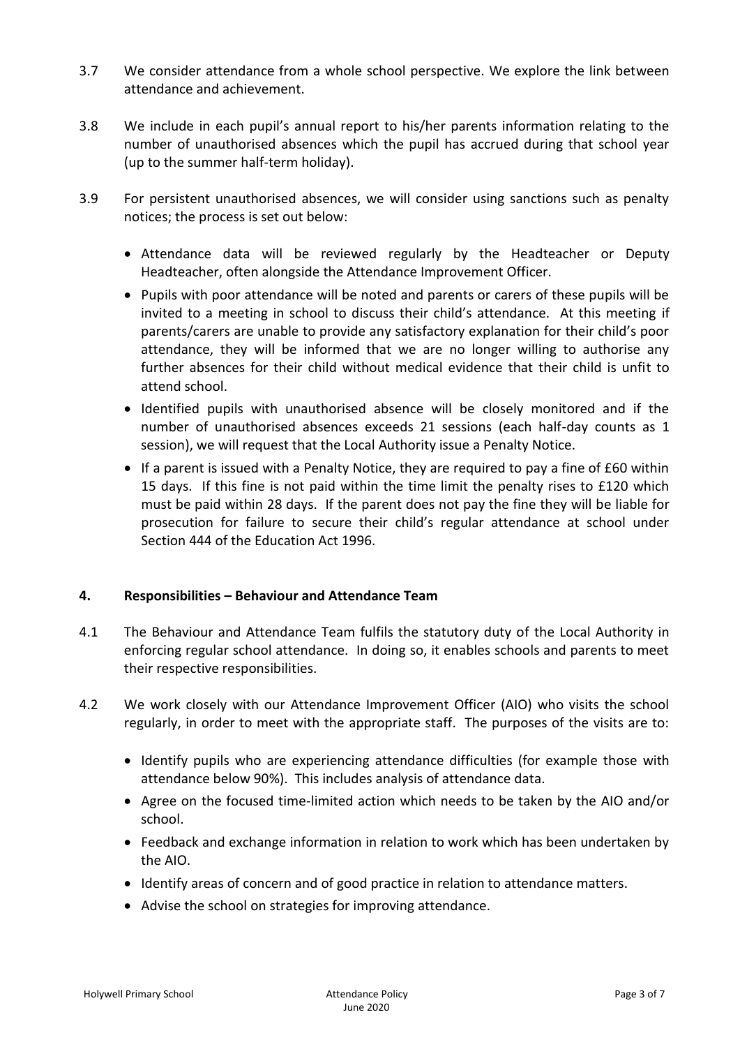3.7 We consider attendance from a whole school perspective. We explore the link between attendance and achievement.

3.8 We include in each pupil's annual report to his/her parents information relating to the number of unauthorised absences which the pupil has accrued during that school year (up to the summer half-term holiday).

3.9 For persistent unauthorised absences, we will consider using sanctions such as penalty notices; the process is set out below:

- Attendance data will be reviewed regularly by the Headteacher or Deputy Headteacher, often alongside the Attendance Improvement Officer.
- Pupils with poor attendance will be noted and parents or carers of these pupils will be invited to a meeting in school to discuss their child's attendance. At this meeting if parents/carers are unable to provide any satisfactory explanation for their child's poor attendance, they will be informed that we are no longer willing to authorise any further absences for their child without medical evidence that their child is unfit to attend school.
- Identified pupils with unauthorised absence will be closely monitored and if the number of unauthorised absences exceeds 21 sessions (each half-day counts as 1 session), we will request that the Local Authority issue a Penalty Notice.
- If a parent is issued with a Penalty Notice, they are required to pay a fine of £60 within 15 days. If this fine is not paid within the time limit the penalty rises to £120 which must be paid within 28 days. If the parent does not pay the fine they will be liable for prosecution for failure to secure their child's regular attendance at school under Section 444 of the Education Act 1996.

## 4. Responsibilities – Behaviour and Attendance Team

4.1 The Behaviour and Attendance Team fulfils the statutory duty of the Local Authority in enforcing regular school attendance. In doing so, it enables schools and parents to meet their respective responsibilities.

4.2 We work closely with our Attendance Improvement Officer (AIO) who visits the school regularly, in order to meet with the appropriate staff. The purposes of the visits are to:

- Identify pupils who are experiencing attendance difficulties (for example those with attendance below 90%). This includes analysis of attendance data.
- Agree on the focused time-limited action which needs to be taken by the AIO and/or school.
- Feedback and exchange information in relation to work which has been undertaken by the AIO.
- Identify areas of concern and of good practice in relation to attendance matters.
- Advise the school on strategies for improving attendance.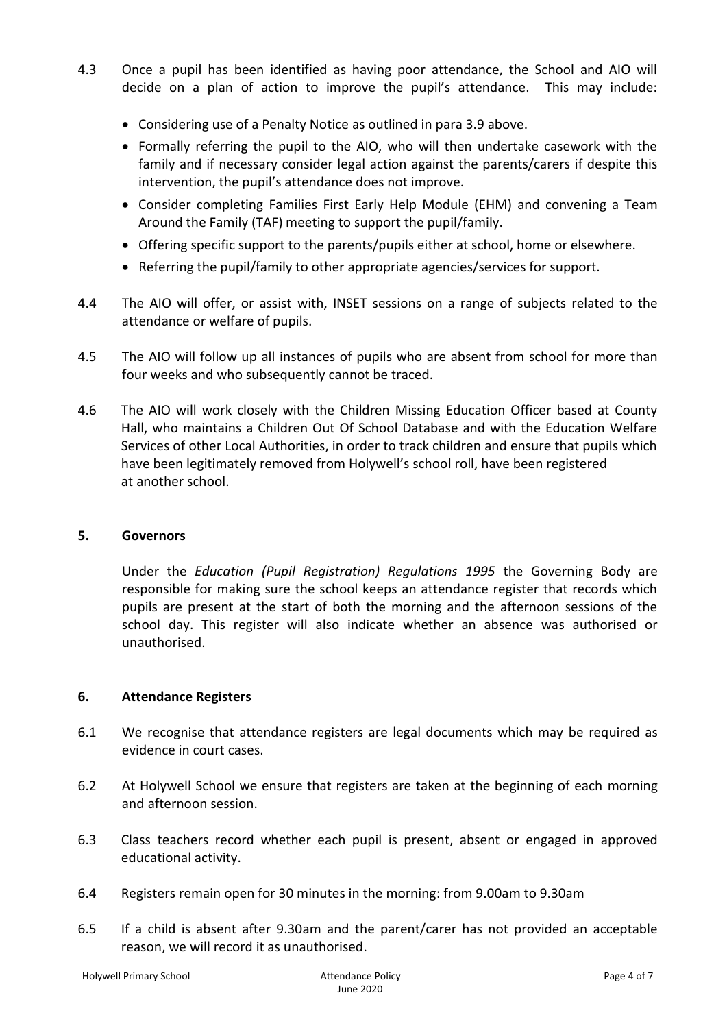4.3 Once a pupil has been identified as having poor attendance, the School and AIO will decide on a plan of action to improve the pupil's attendance. This may include:

- Considering use of a Penalty Notice as outlined in para 3.9 above.
- Formally referring the pupil to the AIO, who will then undertake casework with the family and if necessary consider legal action against the parents/carers if despite this intervention, the pupil's attendance does not improve.
- Consider completing Families First Early Help Module (EHM) and convening a Team Around the Family (TAF) meeting to support the pupil/family.
- Offering specific support to the parents/pupils either at school, home or elsewhere.
- Referring the pupil/family to other appropriate agencies/services for support.

4.4 The AIO will offer, or assist with, INSET sessions on a range of subjects related to the attendance or welfare of pupils.

4.5 The AIO will follow up all instances of pupils who are absent from school for more than four weeks and who subsequently cannot be traced.

4.6 The AIO will work closely with the Children Missing Education Officer based at County Hall, who maintains a Children Out Of School Database and with the Education Welfare Services of other Local Authorities, in order to track children and ensure that pupils which have been legitimately removed from Holywell's school roll, have been registered at another school.

## 5. Governors

Under the *Education (Pupil Registration) Regulations 1995* the Governing Body are responsible for making sure the school keeps an attendance register that records which pupils are present at the start of both the morning and the afternoon sessions of the school day. This register will also indicate whether an absence was authorised or unauthorised.

## 6. Attendance Registers

6.1 We recognise that attendance registers are legal documents which may be required as evidence in court cases.

6.2 At Holywell School we ensure that registers are taken at the beginning of each morning and afternoon session.

6.3 Class teachers record whether each pupil is present, absent or engaged in approved educational activity.

6.4 Registers remain open for 30 minutes in the morning: from 9.00am to 9.30am

6.5 If a child is absent after 9.30am and the parent/carer has not provided an acceptable reason, we will record it as unauthorised.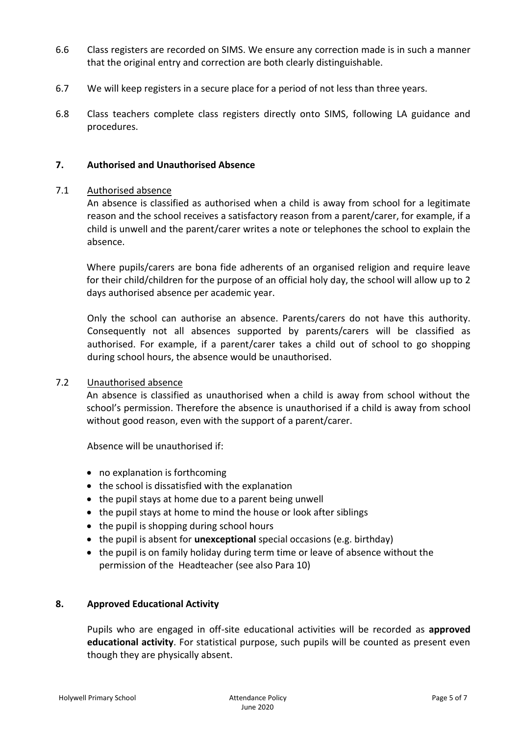6.6 Class registers are recorded on SIMS. We ensure any correction made is in such a manner that the original entry and correction are both clearly distinguishable.

6.7 We will keep registers in a secure place for a period of not less than three years.

6.8 Class teachers complete class registers directly onto SIMS, following LA guidance and procedures.

## 7. Authorised and Unauthorised Absence

7.1 Authorised absence

An absence is classified as authorised when a child is away from school for a legitimate reason and the school receives a satisfactory reason from a parent/carer, for example, if a child is unwell and the parent/carer writes a note or telephones the school to explain the absence.

Where pupils/carers are bona fide adherents of an organised religion and require leave for their child/children for the purpose of an official holy day, the school will allow up to 2 days authorised absence per academic year.

Only the school can authorise an absence. Parents/carers do not have this authority. Consequently not all absences supported by parents/carers will be classified as authorised. For example, if a parent/carer takes a child out of school to go shopping during school hours, the absence would be unauthorised.

7.2 Unauthorised absence

An absence is classified as unauthorised when a child is away from school without the school's permission. Therefore the absence is unauthorised if a child is away from school without good reason, even with the support of a parent/carer.

Absence will be unauthorised if:

- no explanation is forthcoming
- the school is dissatisfied with the explanation
- the pupil stays at home due to a parent being unwell
- the pupil stays at home to mind the house or look after siblings
- the pupil is shopping during school hours
- the pupil is absent for **unexceptional** special occasions (e.g. birthday)
- the pupil is on family holiday during term time or leave of absence without the permission of the Headteacher (see also Para 10)

## 8. Approved Educational Activity

Pupils who are engaged in off-site educational activities will be recorded as **approved educational activity**. For statistical purpose, such pupils will be counted as present even though they are physically absent.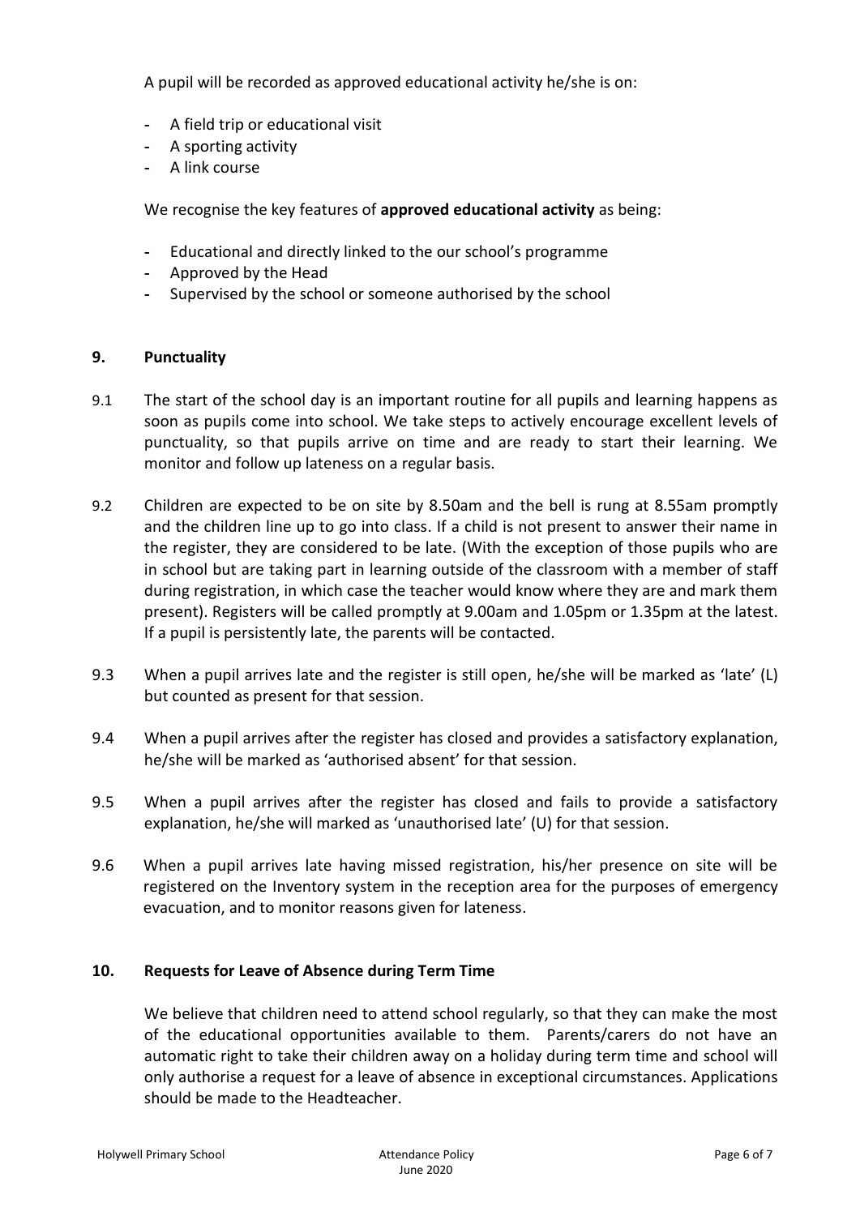A pupil will be recorded as approved educational activity he/she is on:

- A field trip or educational visit
- A sporting activity
- A link course

We recognise the key features of **approved educational activity** as being:

- Educational and directly linked to the our school's programme
- Approved by the Head
- Supervised by the school or someone authorised by the school

## 9. Punctuality

9.1 The start of the school day is an important routine for all pupils and learning happens as soon as pupils come into school. We take steps to actively encourage excellent levels of punctuality, so that pupils arrive on time and are ready to start their learning. We monitor and follow up lateness on a regular basis.

9.2 Children are expected to be on site by 8.50am and the bell is rung at 8.55am promptly and the children line up to go into class. If a child is not present to answer their name in the register, they are considered to be late. (With the exception of those pupils who are in school but are taking part in learning outside of the classroom with a member of staff during registration, in which case the teacher would know where they are and mark them present). Registers will be called promptly at 9.00am and 1.05pm or 1.35pm at the latest. If a pupil is persistently late, the parents will be contacted.

9.3 When a pupil arrives late and the register is still open, he/she will be marked as 'late' (L) but counted as present for that session.

9.4 When a pupil arrives after the register has closed and provides a satisfactory explanation, he/she will be marked as 'authorised absent' for that session.

9.5 When a pupil arrives after the register has closed and fails to provide a satisfactory explanation, he/she will marked as 'unauthorised late' (U) for that session.

9.6 When a pupil arrives late having missed registration, his/her presence on site will be registered on the Inventory system in the reception area for the purposes of emergency evacuation, and to monitor reasons given for lateness.

## 10. Requests for Leave of Absence during Term Time

We believe that children need to attend school regularly, so that they can make the most of the educational opportunities available to them. Parents/carers do not have an automatic right to take their children away on a holiday during term time and school will only authorise a request for a leave of absence in exceptional circumstances. Applications should be made to the Headteacher.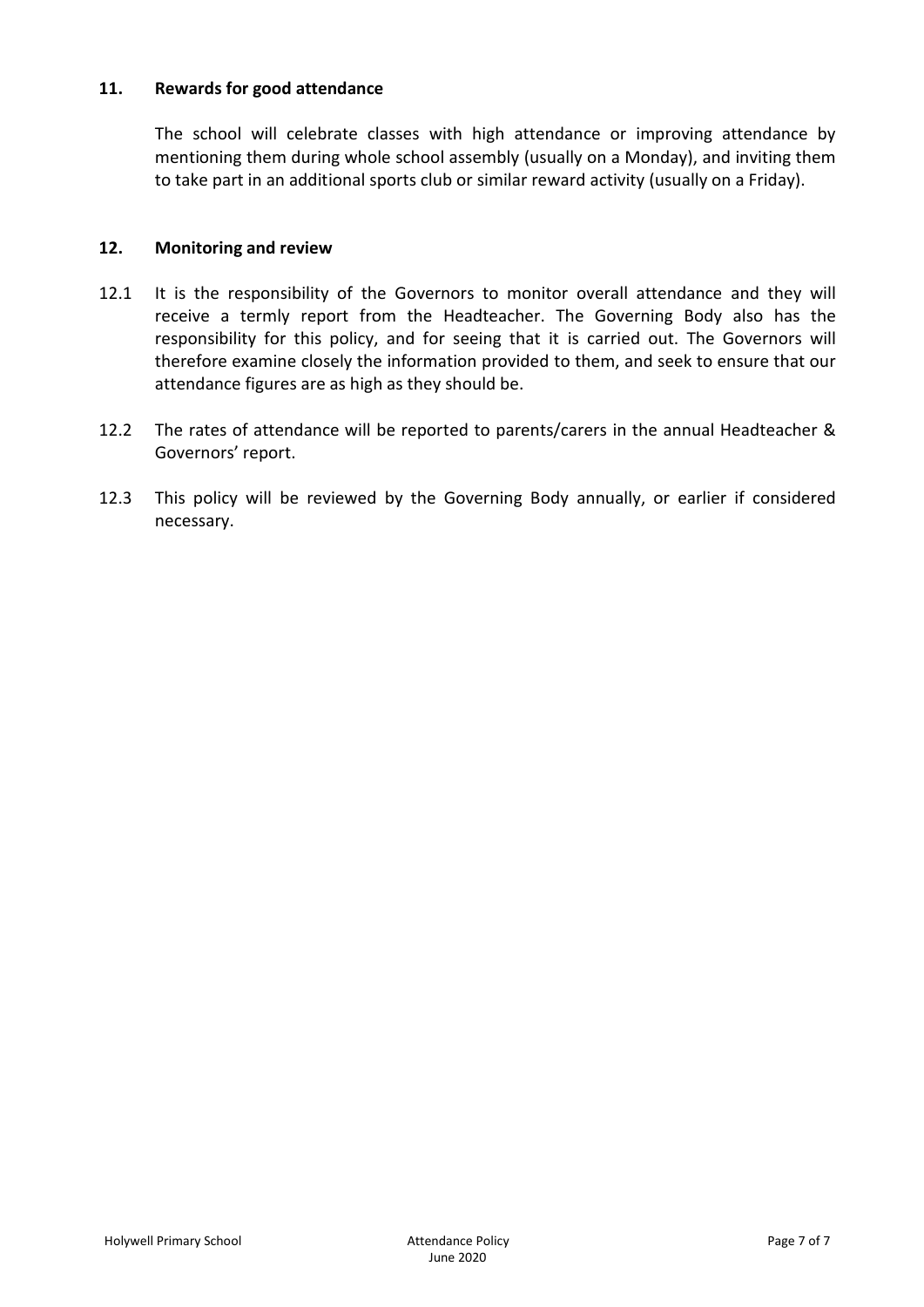## 11. Rewards for good attendance

The school will celebrate classes with high attendance or improving attendance by mentioning them during whole school assembly (usually on a Monday), and inviting them to take part in an additional sports club or similar reward activity (usually on a Friday).

## 12. Monitoring and review

12.1 It is the responsibility of the Governors to monitor overall attendance and they will receive a termly report from the Headteacher. The Governing Body also has the responsibility for this policy, and for seeing that it is carried out. The Governors will therefore examine closely the information provided to them, and seek to ensure that our attendance figures are as high as they should be.

12.2 The rates of attendance will be reported to parents/carers in the annual Headteacher & Governors' report.

12.3 This policy will be reviewed by the Governing Body annually, or earlier if considered necessary.